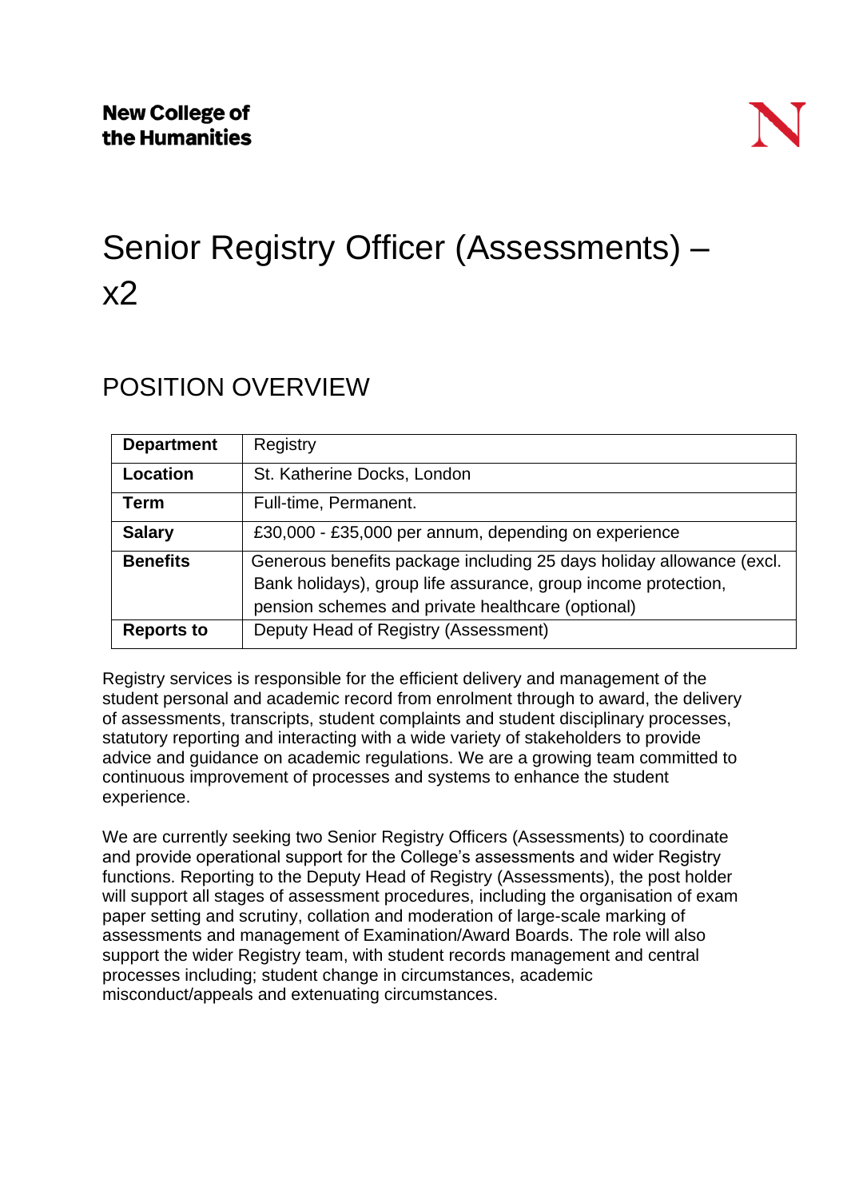**New College of the Humanities**

# Senior Registry Officer (Assessments) – x2

## POSITION OVERVIEW

| **Department** | Registry |
|---|---|
| **Location** | St. Katherine Docks, London |
| **Term** | Full-time, Permanent. |
| **Salary** | £30,000 - £35,000 per annum, depending on experience |
| **Benefits** | Generous benefits package including 25 days holiday allowance (excl. Bank holidays), group life assurance, group income protection, pension schemes and private healthcare (optional) |
| **Reports to** | Deputy Head of Registry (Assessment) |

Registry services is responsible for the efficient delivery and management of the student personal and academic record from enrolment through to award, the delivery of assessments, transcripts, student complaints and student disciplinary processes, statutory reporting and interacting with a wide variety of stakeholders to provide advice and guidance on academic regulations. We are a growing team committed to continuous improvement of processes and systems to enhance the student experience.

We are currently seeking two Senior Registry Officers (Assessments) to coordinate and provide operational support for the College's assessments and wider Registry functions. Reporting to the Deputy Head of Registry (Assessments), the post holder will support all stages of assessment procedures, including the organisation of exam paper setting and scrutiny, collation and moderation of large-scale marking of assessments and management of Examination/Award Boards. The role will also support the wider Registry team, with student records management and central processes including; student change in circumstances, academic misconduct/appeals and extenuating circumstances.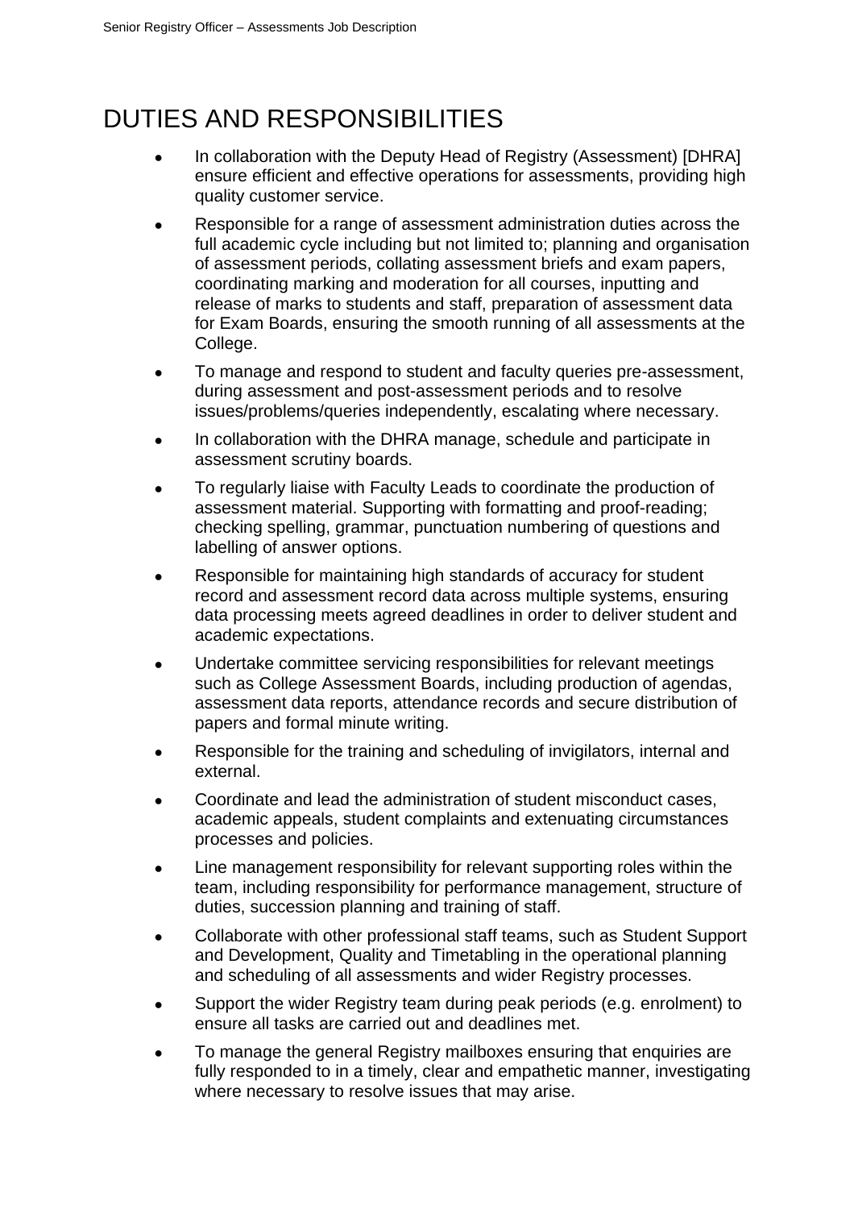# DUTIES AND RESPONSIBILITIES

- In collaboration with the Deputy Head of Registry (Assessment) [DHRA] ensure efficient and effective operations for assessments, providing high quality customer service.
- Responsible for a range of assessment administration duties across the full academic cycle including but not limited to; planning and organisation of assessment periods, collating assessment briefs and exam papers, coordinating marking and moderation for all courses, inputting and release of marks to students and staff, preparation of assessment data for Exam Boards, ensuring the smooth running of all assessments at the College.
- To manage and respond to student and faculty queries pre-assessment, during assessment and post-assessment periods and to resolve issues/problems/queries independently, escalating where necessary.
- In collaboration with the DHRA manage, schedule and participate in assessment scrutiny boards.
- To regularly liaise with Faculty Leads to coordinate the production of assessment material. Supporting with formatting and proof-reading; checking spelling, grammar, punctuation numbering of questions and labelling of answer options.
- Responsible for maintaining high standards of accuracy for student record and assessment record data across multiple systems, ensuring data processing meets agreed deadlines in order to deliver student and academic expectations.
- Undertake committee servicing responsibilities for relevant meetings such as College Assessment Boards, including production of agendas, assessment data reports, attendance records and secure distribution of papers and formal minute writing.
- Responsible for the training and scheduling of invigilators, internal and external.
- Coordinate and lead the administration of student misconduct cases, academic appeals, student complaints and extenuating circumstances processes and policies.
- Line management responsibility for relevant supporting roles within the team, including responsibility for performance management, structure of duties, succession planning and training of staff.
- Collaborate with other professional staff teams, such as Student Support and Development, Quality and Timetabling in the operational planning and scheduling of all assessments and wider Registry processes.
- Support the wider Registry team during peak periods (e.g. enrolment) to ensure all tasks are carried out and deadlines met.
- To manage the general Registry mailboxes ensuring that enquiries are fully responded to in a timely, clear and empathetic manner, investigating where necessary to resolve issues that may arise.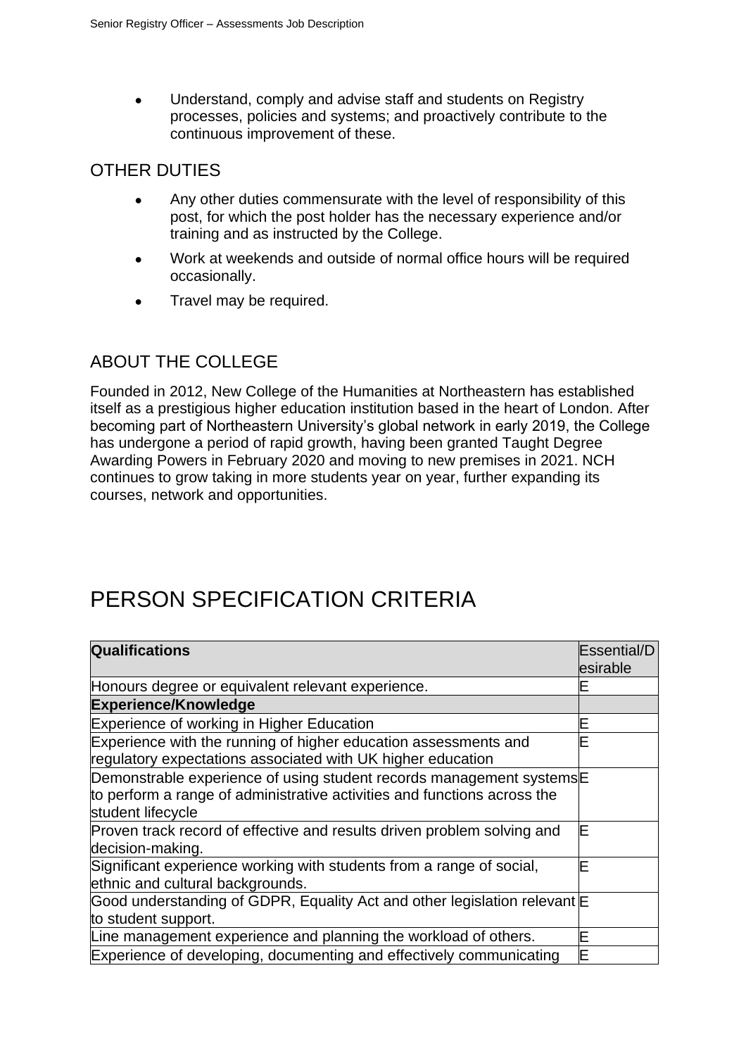- Understand, comply and advise staff and students on Registry processes, policies and systems; and proactively contribute to the continuous improvement of these.

## OTHER DUTIES

- Any other duties commensurate with the level of responsibility of this post, for which the post holder has the necessary experience and/or training and as instructed by the College.
- Work at weekends and outside of normal office hours will be required occasionally.
- Travel may be required.

## ABOUT THE COLLEGE

Founded in 2012, New College of the Humanities at Northeastern has established itself as a prestigious higher education institution based in the heart of London. After becoming part of Northeastern University's global network in early 2019, the College has undergone a period of rapid growth, having been granted Taught Degree Awarding Powers in February 2020 and moving to new premises in 2021. NCH continues to grow taking in more students year on year, further expanding its courses, network and opportunities.

# PERSON SPECIFICATION CRITERIA

| **Qualifications** | Essential/Desirable |
|---|---|
| Honours degree or equivalent relevant experience. | E |
| **Experience/Knowledge** | |
| Experience of working in Higher Education | E |
| Experience with the running of higher education assessments and regulatory expectations associated with UK higher education | E |
| Demonstrable experience of using student records management systems to perform a range of administrative activities and functions across the student lifecycle | E |
| Proven track record of effective and results driven problem solving and decision-making. | E |
| Significant experience working with students from a range of social, ethnic and cultural backgrounds. | E |
| Good understanding of GDPR, Equality Act and other legislation relevant to student support. | E |
| Line management experience and planning the workload of others. | E |
| Experience of developing, documenting and effectively communicating | E |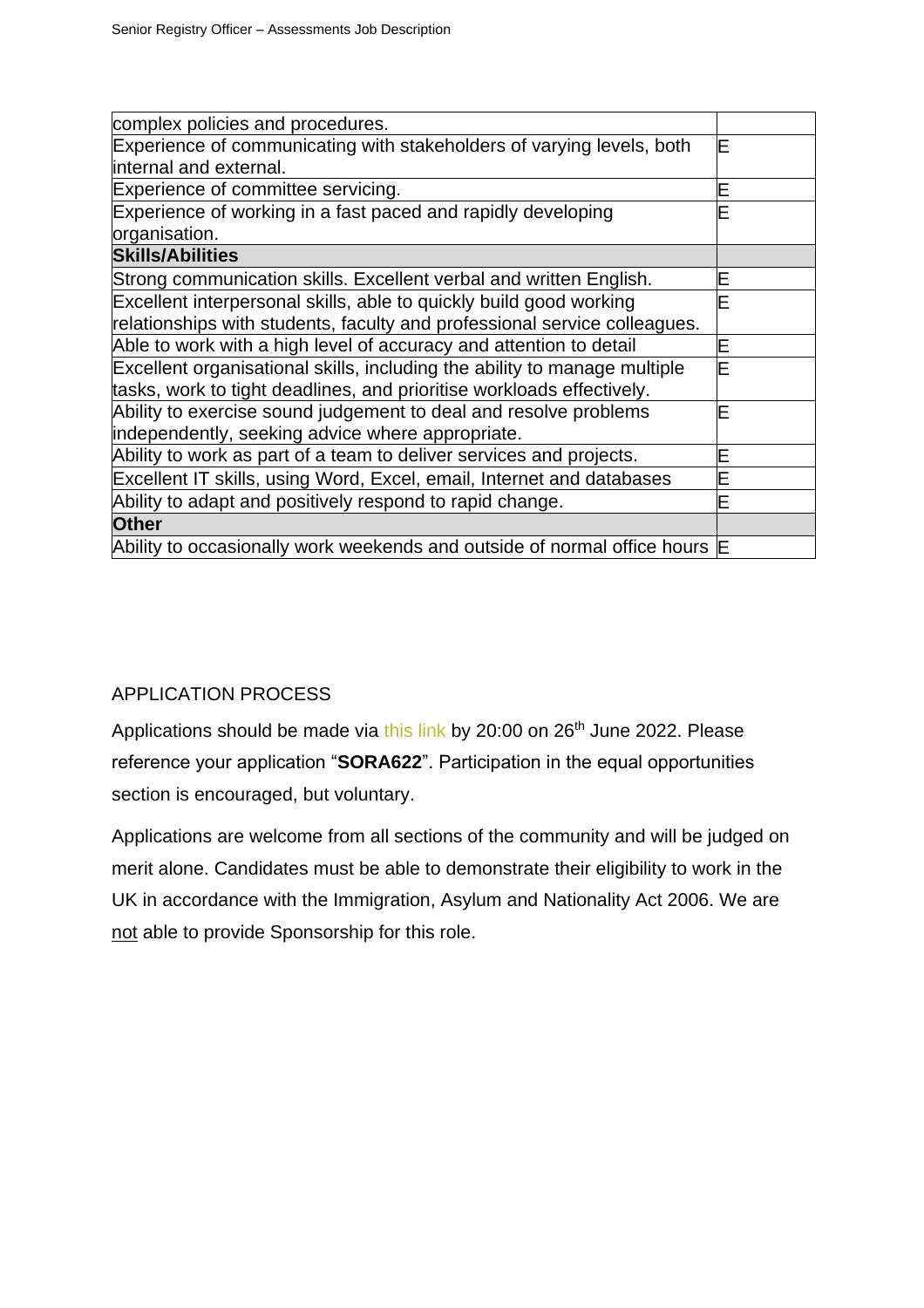| | |
|---|---|
| complex policies and procedures. | |
| Experience of communicating with stakeholders of varying levels, both internal and external. | E |
| Experience of committee servicing. | E |
| Experience of working in a fast paced and rapidly developing organisation. | E |
| **Skills/Abilities** | |
| Strong communication skills. Excellent verbal and written English. | E |
| Excellent interpersonal skills, able to quickly build good working relationships with students, faculty and professional service colleagues. | E |
| Able to work with a high level of accuracy and attention to detail | E |
| Excellent organisational skills, including the ability to manage multiple tasks, work to tight deadlines, and prioritise workloads effectively. | E |
| Ability to exercise sound judgement to deal and resolve problems independently, seeking advice where appropriate. | E |
| Ability to work as part of a team to deliver services and projects. | E |
| Excellent IT skills, using Word, Excel, email, Internet and databases | E |
| Ability to adapt and positively respond to rapid change. | E |
| **Other** | |
| Ability to occasionally work weekends and outside of normal office hours | E |

APPLICATION PROCESS

Applications should be made via this link by 20:00 on 26th June 2022. Please reference your application "**SORA622**". Participation in the equal opportunities section is encouraged, but voluntary.

Applications are welcome from all sections of the community and will be judged on merit alone. Candidates must be able to demonstrate their eligibility to work in the UK in accordance with the Immigration, Asylum and Nationality Act 2006. We are not able to provide Sponsorship for this role.